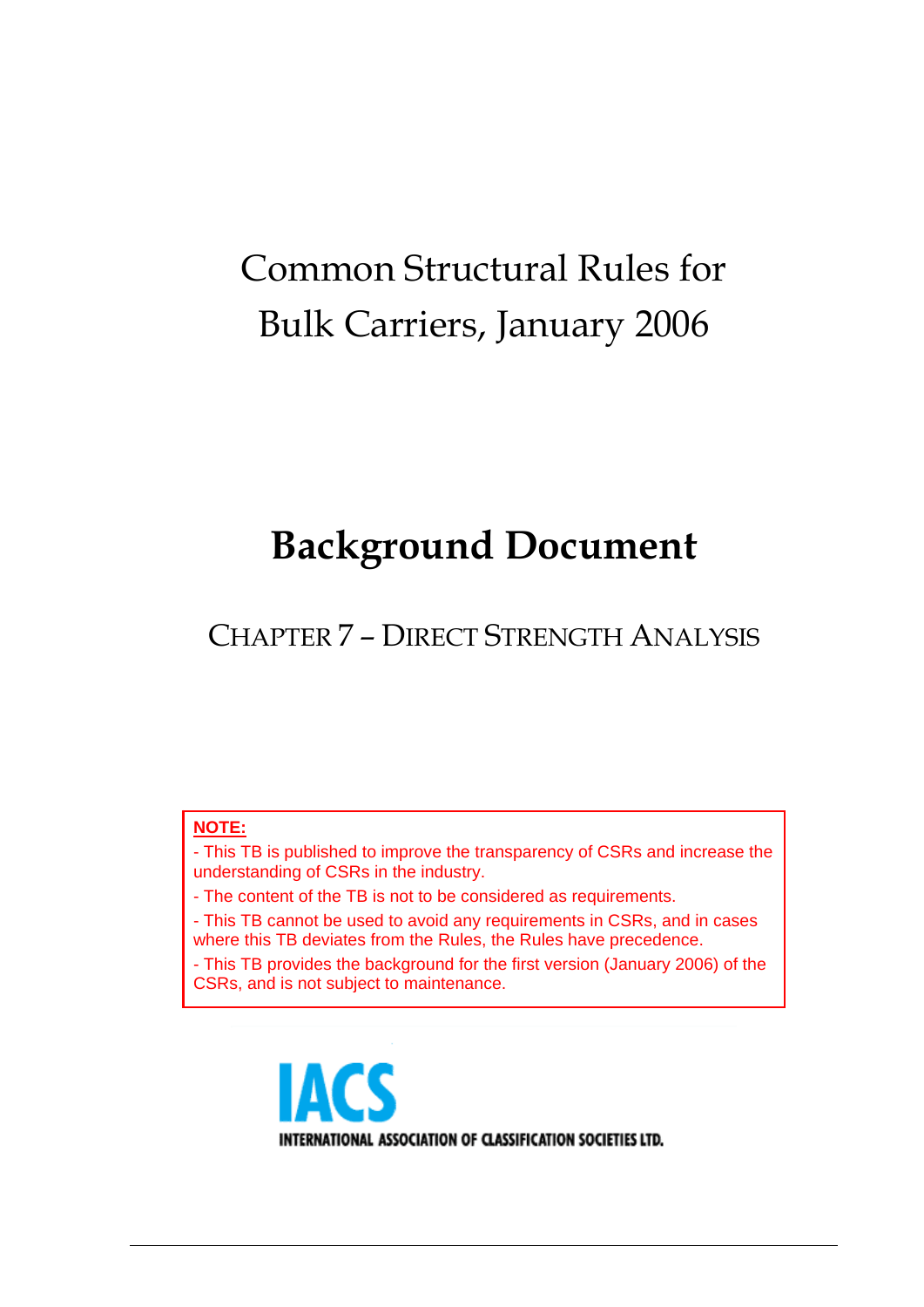# Common Structural Rules for Bulk Carriers, January 2006

# Background Document

## CHAPTER 7 – DIRECT STRENGTH ANALYSIS

**NOTE:**

- This TB is published to improve the transparency of CSRs and increase the understanding of CSRs in the industry.
- The content of the TB is not to be considered as requirements.
- This TB cannot be used to avoid any requirements in CSRs, and in cases where this TB deviates from the Rules, the Rules have precedence.
- This TB provides the background for the first version (January 2006) of the CSRs, and is not subject to maintenance.

IACS

INTERNATIONAL ASSOCIATION OF CLASSIFICATION SOCIETIES LTD.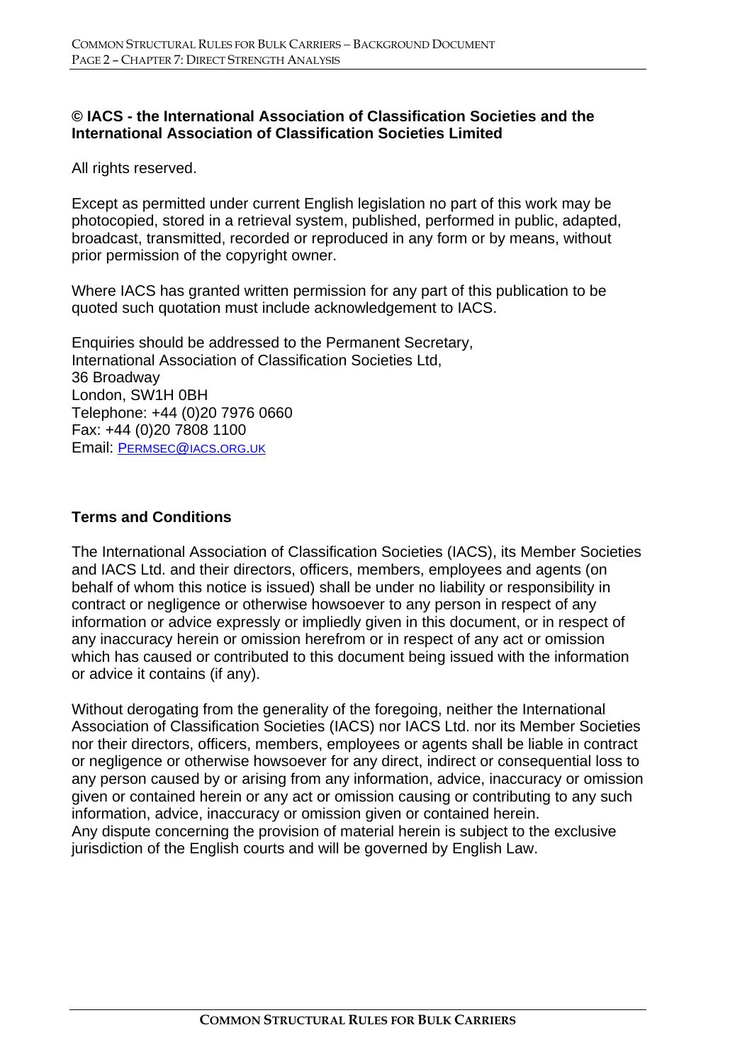**© IACS - the International Association of Classification Societies and the International Association of Classification Societies Limited**

All rights reserved.

Except as permitted under current English legislation no part of this work may be photocopied, stored in a retrieval system, published, performed in public, adapted, broadcast, transmitted, recorded or reproduced in any form or by means, without prior permission of the copyright owner.

Where IACS has granted written permission for any part of this publication to be quoted such quotation must include acknowledgement to IACS.

Enquiries should be addressed to the Permanent Secretary,
International Association of Classification Societies Ltd,
36 Broadway
London, SW1H 0BH
Telephone: +44 (0)20 7976 0660
Fax: +44 (0)20 7808 1100
Email: PERMSEC@IACS.ORG.UK

## Terms and Conditions

The International Association of Classification Societies (IACS), its Member Societies and IACS Ltd. and their directors, officers, members, employees and agents (on behalf of whom this notice is issued) shall be under no liability or responsibility in contract or negligence or otherwise howsoever to any person in respect of any information or advice expressly or impliedly given in this document, or in respect of any inaccuracy herein or omission herefrom or in respect of any act or omission which has caused or contributed to this document being issued with the information or advice it contains (if any).

Without derogating from the generality of the foregoing, neither the International Association of Classification Societies (IACS) nor IACS Ltd. nor its Member Societies nor their directors, officers, members, employees or agents shall be liable in contract or negligence or otherwise howsoever for any direct, indirect or consequential loss to any person caused by or arising from any information, advice, inaccuracy or omission given or contained herein or any act or omission causing or contributing to any such information, advice, inaccuracy or omission given or contained herein.
Any dispute concerning the provision of material herein is subject to the exclusive jurisdiction of the English courts and will be governed by English Law.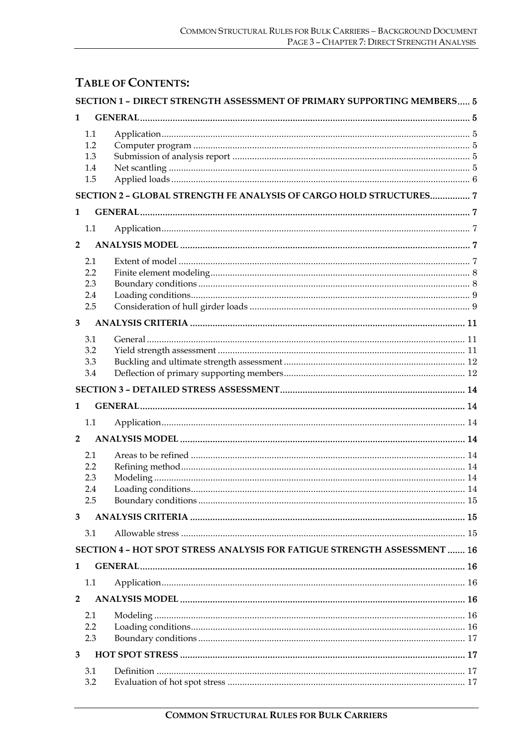## TABLE OF CONTENTS:

**SECTION 1 – DIRECT STRENGTH ASSESSMENT OF PRIMARY SUPPORTING MEMBERS ..... 5**

**1 GENERAL ..... 5**

- 1.1 Application ..... 5
- 1.2 Computer program ..... 5
- 1.3 Submission of analysis report ..... 5
- 1.4 Net scantling ..... 5
- 1.5 Applied loads ..... 6

**SECTION 2 – GLOBAL STRENGTH FE ANALYSIS OF CARGO HOLD STRUCTURES ..... 7**

**1 GENERAL ..... 7**

- 1.1 Application ..... 7

**2 ANALYSIS MODEL ..... 7**

- 2.1 Extent of model ..... 7
- 2.2 Finite element modeling ..... 8
- 2.3 Boundary conditions ..... 8
- 2.4 Loading conditions ..... 9
- 2.5 Consideration of hull girder loads ..... 9

**3 ANALYSIS CRITERIA ..... 11**

- 3.1 General ..... 11
- 3.2 Yield strength assessment ..... 11
- 3.3 Buckling and ultimate strength assessment ..... 12
- 3.4 Deflection of primary supporting members ..... 12

**SECTION 3 – DETAILED STRESS ASSESSMENT ..... 14**

**1 GENERAL ..... 14**

- 1.1 Application ..... 14

**2 ANALYSIS MODEL ..... 14**

- 2.1 Areas to be refined ..... 14
- 2.2 Refining method ..... 14
- 2.3 Modeling ..... 14
- 2.4 Loading conditions ..... 14
- 2.5 Boundary conditions ..... 15

**3 ANALYSIS CRITERIA ..... 15**

- 3.1 Allowable stress ..... 15

**SECTION 4 – HOT SPOT STRESS ANALYSIS FOR FATIGUE STRENGTH ASSESSMENT ..... 16**

**1 GENERAL ..... 16**

- 1.1 Application ..... 16

**2 ANALYSIS MODEL ..... 16**

- 2.1 Modeling ..... 16
- 2.2 Loading conditions ..... 16
- 2.3 Boundary conditions ..... 17

**3 HOT SPOT STRESS ..... 17**

- 3.1 Definition ..... 17
- 3.2 Evaluation of hot spot stress ..... 17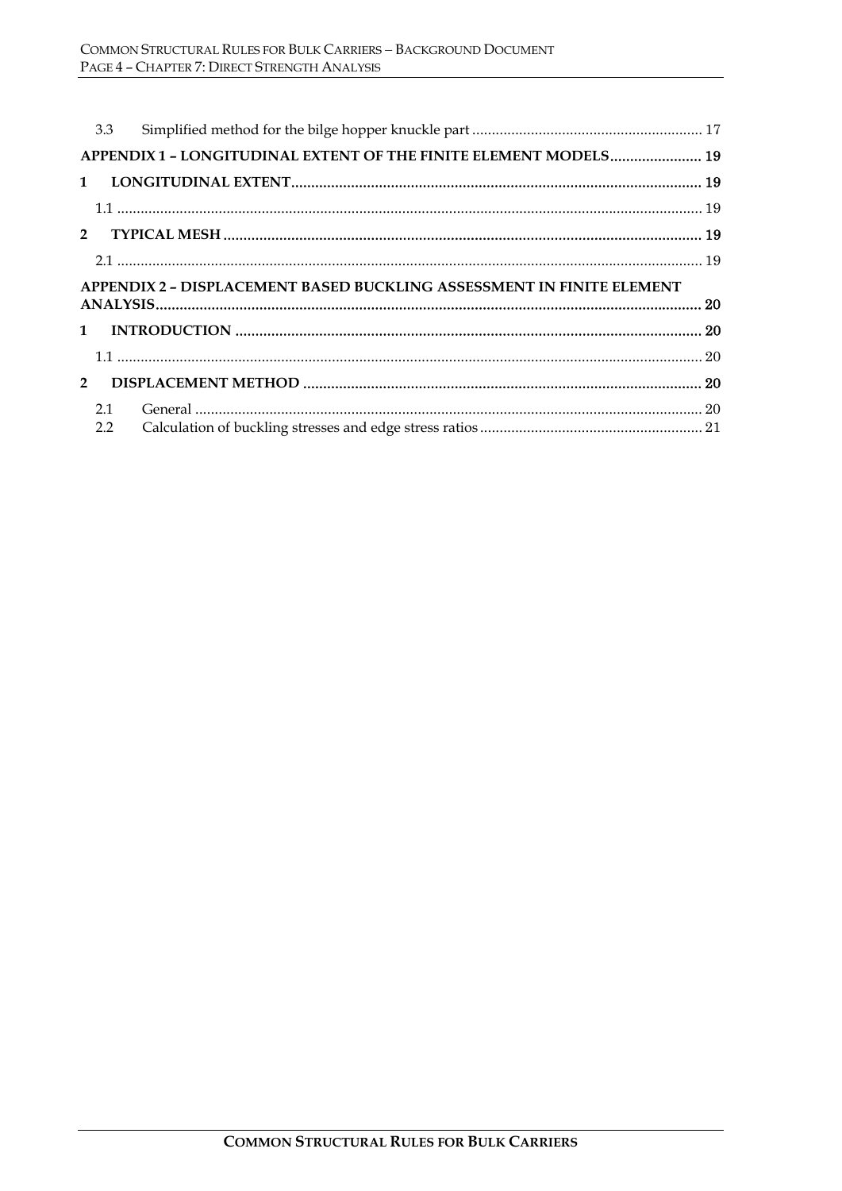3.3 Simplified method for the bilge hopper knuckle part .......................................................... 17

**APPENDIX 1 – LONGITUDINAL EXTENT OF THE FINITE ELEMENT MODELS....................... 19**

**1 LONGITUDINAL EXTENT...................................................................................................... 19**

1.1 ..................................................................................................................................................... 19

**2 TYPICAL MESH ...................................................................................................................... 19**

2.1 ..................................................................................................................................................... 19

**APPENDIX 2 – DISPLACEMENT BASED BUCKLING ASSESSMENT IN FINITE ELEMENT ANALYSIS.......................................................................................................................................... 20**

**1 INTRODUCTION .................................................................................................................... 20**

1.1 ..................................................................................................................................................... 20

**2 DISPLACEMENT METHOD ................................................................................................... 20**

2.1 General ................................................................................................................................ 20

2.2 Calculation of buckling stresses and edge stress ratios ......................................................... 21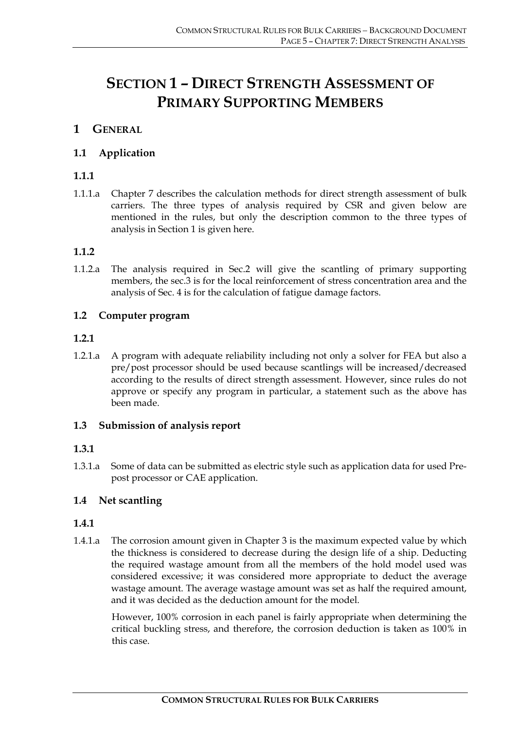# SECTION 1 – DIRECT STRENGTH ASSESSMENT OF PRIMARY SUPPORTING MEMBERS

## 1 GENERAL

### 1.1 Application

#### 1.1.1

1.1.1.a Chapter 7 describes the calculation methods for direct strength assessment of bulk carriers. The three types of analysis required by CSR and given below are mentioned in the rules, but only the description common to the three types of analysis in Section 1 is given here.

#### 1.1.2

1.1.2.a The analysis required in Sec.2 will give the scantling of primary supporting members, the sec.3 is for the local reinforcement of stress concentration area and the analysis of Sec. 4 is for the calculation of fatigue damage factors.

### 1.2 Computer program

#### 1.2.1

1.2.1.a A program with adequate reliability including not only a solver for FEA but also a pre/post processor should be used because scantlings will be increased/decreased according to the results of direct strength assessment. However, since rules do not approve or specify any program in particular, a statement such as the above has been made.

### 1.3 Submission of analysis report

#### 1.3.1

1.3.1.a Some of data can be submitted as electric style such as application data for used Pre-post processor or CAE application.

### 1.4 Net scantling

#### 1.4.1

1.4.1.a The corrosion amount given in Chapter 3 is the maximum expected value by which the thickness is considered to decrease during the design life of a ship. Deducting the required wastage amount from all the members of the hold model used was considered excessive; it was considered more appropriate to deduct the average wastage amount. The average wastage amount was set as half the required amount, and it was decided as the deduction amount for the model.

However, 100% corrosion in each panel is fairly appropriate when determining the critical buckling stress, and therefore, the corrosion deduction is taken as 100% in this case.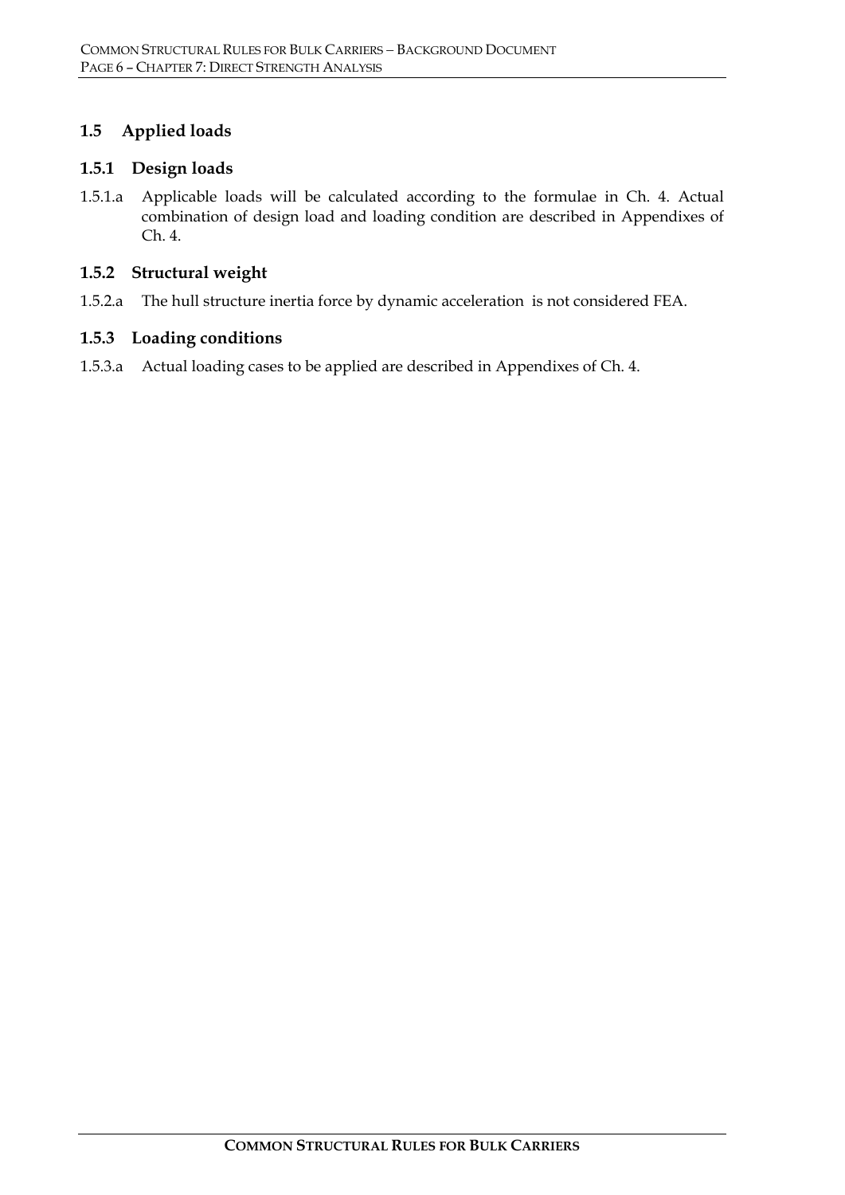## 1.5 Applied loads

### 1.5.1 Design loads

1.5.1.a Applicable loads will be calculated according to the formulae in Ch. 4. Actual combination of design load and loading condition are described in Appendixes of Ch. 4.

### 1.5.2 Structural weight

1.5.2.a The hull structure inertia force by dynamic acceleration is not considered FEA.

### 1.5.3 Loading conditions

1.5.3.a Actual loading cases to be applied are described in Appendixes of Ch. 4.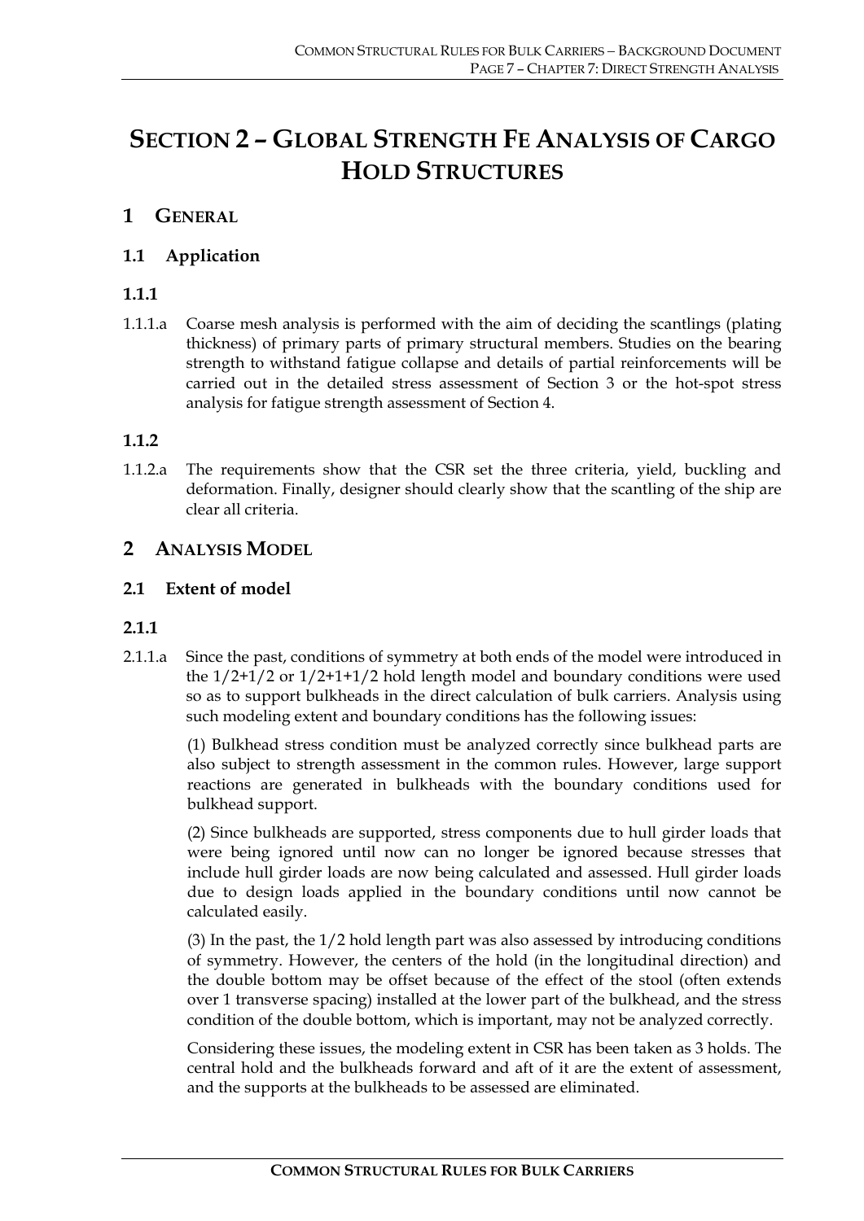# SECTION 2 – GLOBAL STRENGTH FE ANALYSIS OF CARGO HOLD STRUCTURES

## 1 GENERAL

### 1.1 Application

#### 1.1.1

1.1.1.a Coarse mesh analysis is performed with the aim of deciding the scantlings (plating thickness) of primary parts of primary structural members. Studies on the bearing strength to withstand fatigue collapse and details of partial reinforcements will be carried out in the detailed stress assessment of Section 3 or the hot-spot stress analysis for fatigue strength assessment of Section 4.

#### 1.1.2

1.1.2.a The requirements show that the CSR set the three criteria, yield, buckling and deformation. Finally, designer should clearly show that the scantling of the ship are clear all criteria.

## 2 ANALYSIS MODEL

### 2.1 Extent of model

#### 2.1.1

2.1.1.a Since the past, conditions of symmetry at both ends of the model were introduced in the 1/2+1/2 or 1/2+1+1/2 hold length model and boundary conditions were used so as to support bulkheads in the direct calculation of bulk carriers. Analysis using such modeling extent and boundary conditions has the following issues:

(1) Bulkhead stress condition must be analyzed correctly since bulkhead parts are also subject to strength assessment in the common rules. However, large support reactions are generated in bulkheads with the boundary conditions used for bulkhead support.

(2) Since bulkheads are supported, stress components due to hull girder loads that were being ignored until now can no longer be ignored because stresses that include hull girder loads are now being calculated and assessed. Hull girder loads due to design loads applied in the boundary conditions until now cannot be calculated easily.

(3) In the past, the 1/2 hold length part was also assessed by introducing conditions of symmetry. However, the centers of the hold (in the longitudinal direction) and the double bottom may be offset because of the effect of the stool (often extends over 1 transverse spacing) installed at the lower part of the bulkhead, and the stress condition of the double bottom, which is important, may not be analyzed correctly.

Considering these issues, the modeling extent in CSR has been taken as 3 holds. The central hold and the bulkheads forward and aft of it are the extent of assessment, and the supports at the bulkheads to be assessed are eliminated.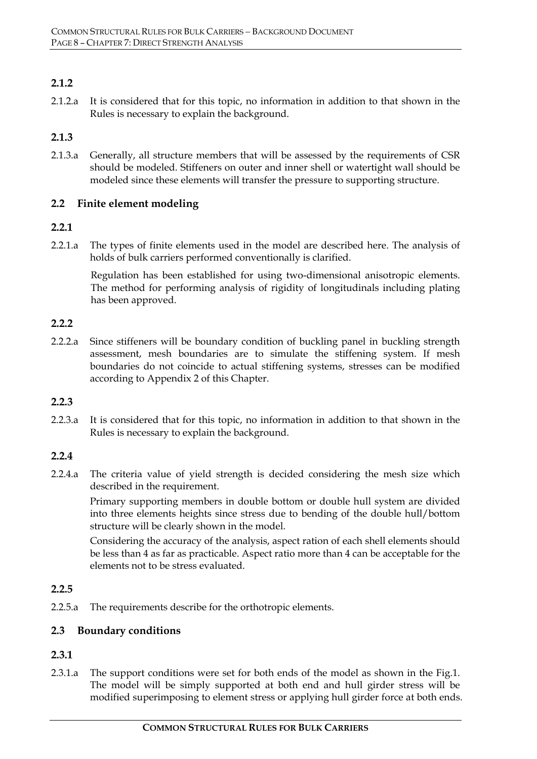### 2.1.2

2.1.2.a It is considered that for this topic, no information in addition to that shown in the Rules is necessary to explain the background.

### 2.1.3

2.1.3.a Generally, all structure members that will be assessed by the requirements of CSR should be modeled. Stiffeners on outer and inner shell or watertight wall should be modeled since these elements will transfer the pressure to supporting structure.

## 2.2 Finite element modeling

### 2.2.1

2.2.1.a The types of finite elements used in the model are described here. The analysis of holds of bulk carriers performed conventionally is clarified.

Regulation has been established for using two-dimensional anisotropic elements. The method for performing analysis of rigidity of longitudinals including plating has been approved.

### 2.2.2

2.2.2.a Since stiffeners will be boundary condition of buckling panel in buckling strength assessment, mesh boundaries are to simulate the stiffening system. If mesh boundaries do not coincide to actual stiffening systems, stresses can be modified according to Appendix 2 of this Chapter.

### 2.2.3

2.2.3.a It is considered that for this topic, no information in addition to that shown in the Rules is necessary to explain the background.

### 2.2.4

2.2.4.a The criteria value of yield strength is decided considering the mesh size which described in the requirement.

Primary supporting members in double bottom or double hull system are divided into three elements heights since stress due to bending of the double hull/bottom structure will be clearly shown in the model.

Considering the accuracy of the analysis, aspect ration of each shell elements should be less than 4 as far as practicable. Aspect ratio more than 4 can be acceptable for the elements not to be stress evaluated.

### 2.2.5

2.2.5.a The requirements describe for the orthotropic elements.

## 2.3 Boundary conditions

### 2.3.1

2.3.1.a The support conditions were set for both ends of the model as shown in the Fig.1. The model will be simply supported at both end and hull girder stress will be modified superimposing to element stress or applying hull girder force at both ends.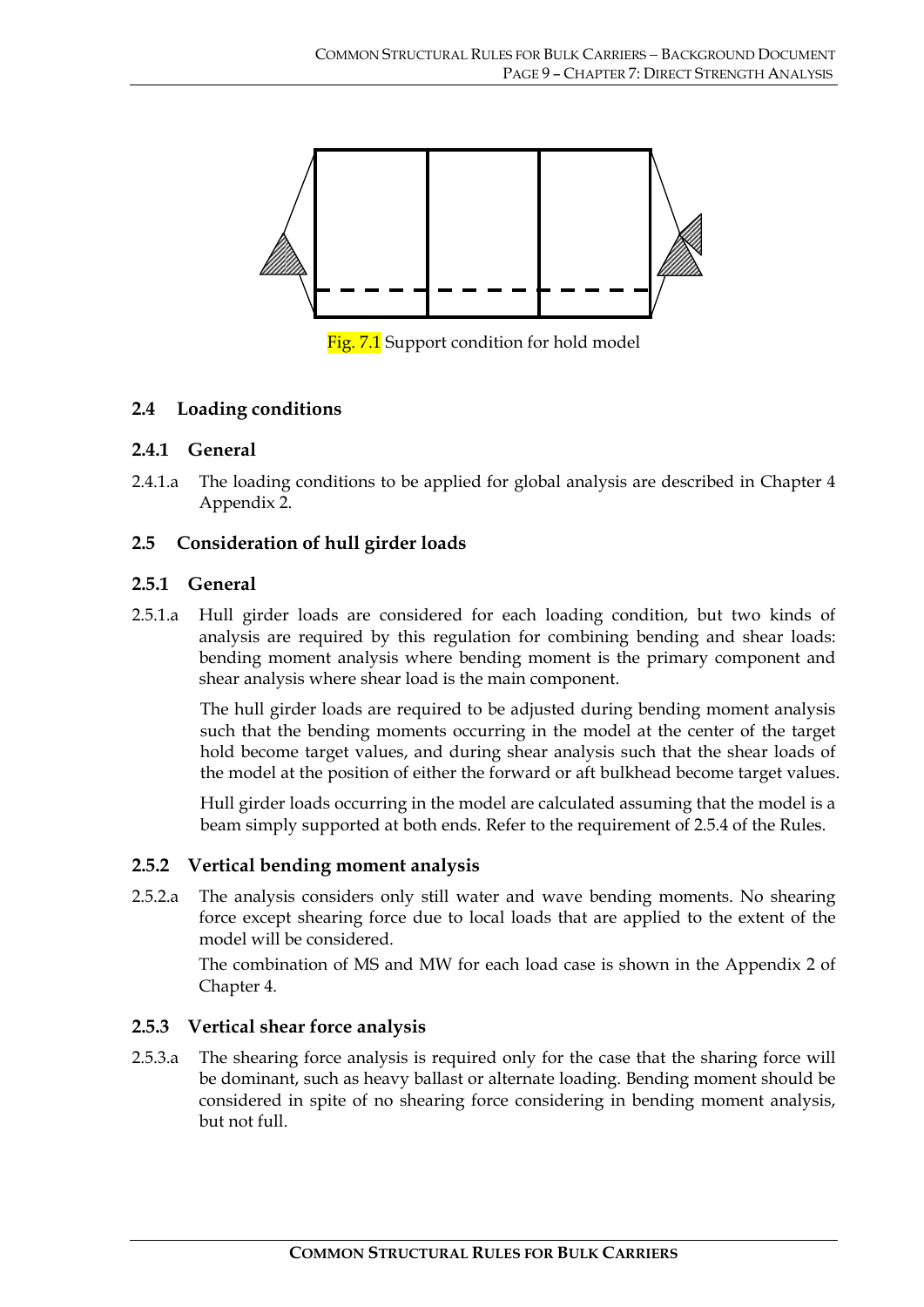Fig. 7.1 Support condition for hold model

## 2.4 Loading conditions

### 2.4.1 General

2.4.1.a The loading conditions to be applied for global analysis are described in Chapter 4 Appendix 2.

## 2.5 Consideration of hull girder loads

### 2.5.1 General

2.5.1.a Hull girder loads are considered for each loading condition, but two kinds of analysis are required by this regulation for combining bending and shear loads: bending moment analysis where bending moment is the primary component and shear analysis where shear load is the main component.

The hull girder loads are required to be adjusted during bending moment analysis such that the bending moments occurring in the model at the center of the target hold become target values, and during shear analysis such that the shear loads of the model at the position of either the forward or aft bulkhead become target values.

Hull girder loads occurring in the model are calculated assuming that the model is a beam simply supported at both ends. Refer to the requirement of 2.5.4 of the Rules.

### 2.5.2 Vertical bending moment analysis

2.5.2.a The analysis considers only still water and wave bending moments. No shearing force except shearing force due to local loads that are applied to the extent of the model will be considered.

The combination of MS and MW for each load case is shown in the Appendix 2 of Chapter 4.

### 2.5.3 Vertical shear force analysis

2.5.3.a The shearing force analysis is required only for the case that the sharing force will be dominant, such as heavy ballast or alternate loading. Bending moment should be considered in spite of no shearing force considering in bending moment analysis, but not full.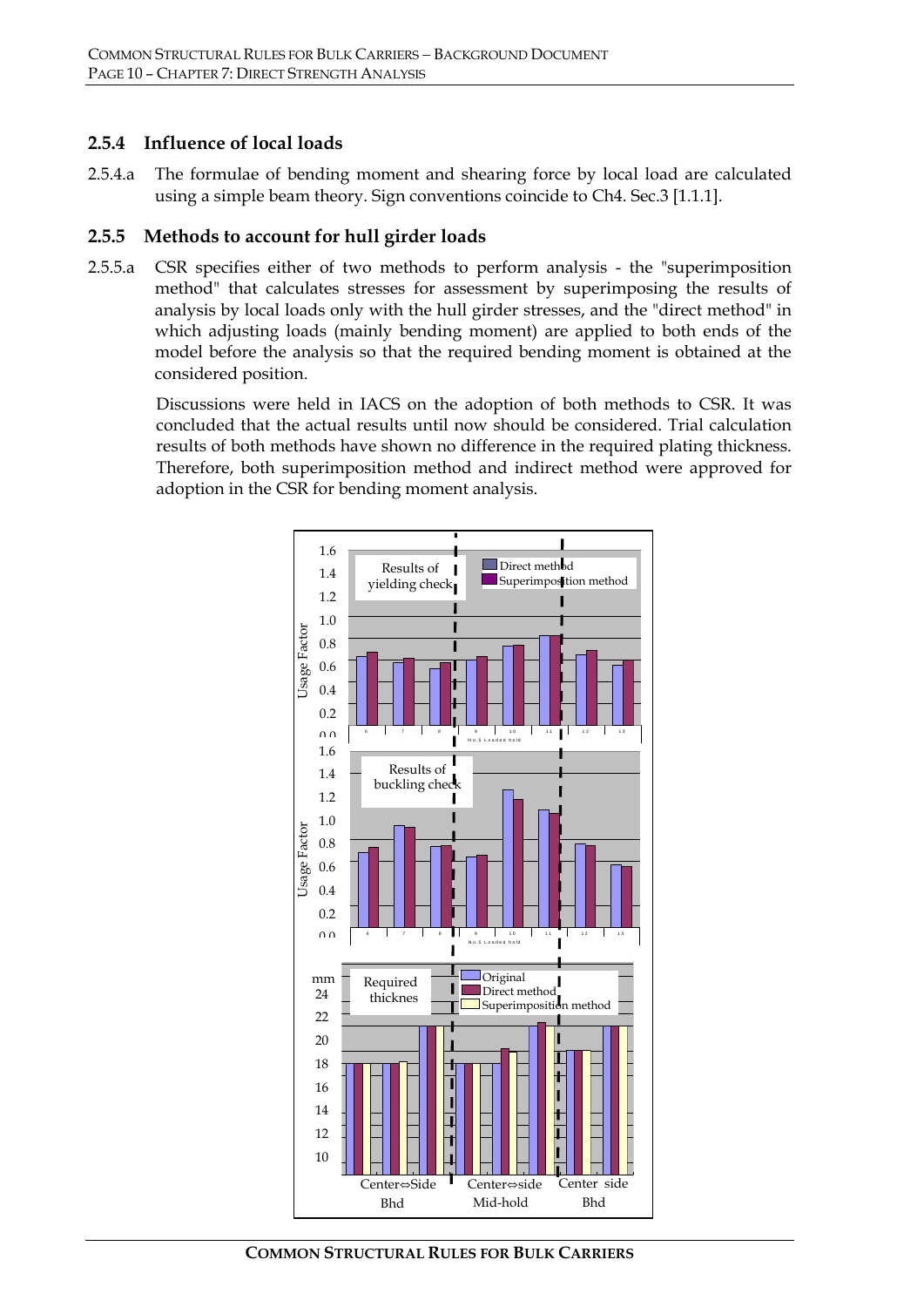### 2.5.4 Influence of local loads

2.5.4.a The formulae of bending moment and shearing force by local load are calculated using a simple beam theory. Sign conventions coincide to Ch4. Sec.3 [1.1.1].

### 2.5.5 Methods to account for hull girder loads

2.5.5.a CSR specifies either of two methods to perform analysis - the "superimposition method" that calculates stresses for assessment by superimposing the results of analysis by local loads only with the hull girder stresses, and the "direct method" in which adjusting loads (mainly bending moment) are applied to both ends of the model before the analysis so that the required bending moment is obtained at the considered position.

Discussions were held in IACS on the adoption of both methods to CSR. It was concluded that the actual results until now should be considered. Trial calculation results of both methods have shown no difference in the required plating thickness. Therefore, both superimposition method and indirect method were approved for adoption in the CSR for bending moment analysis.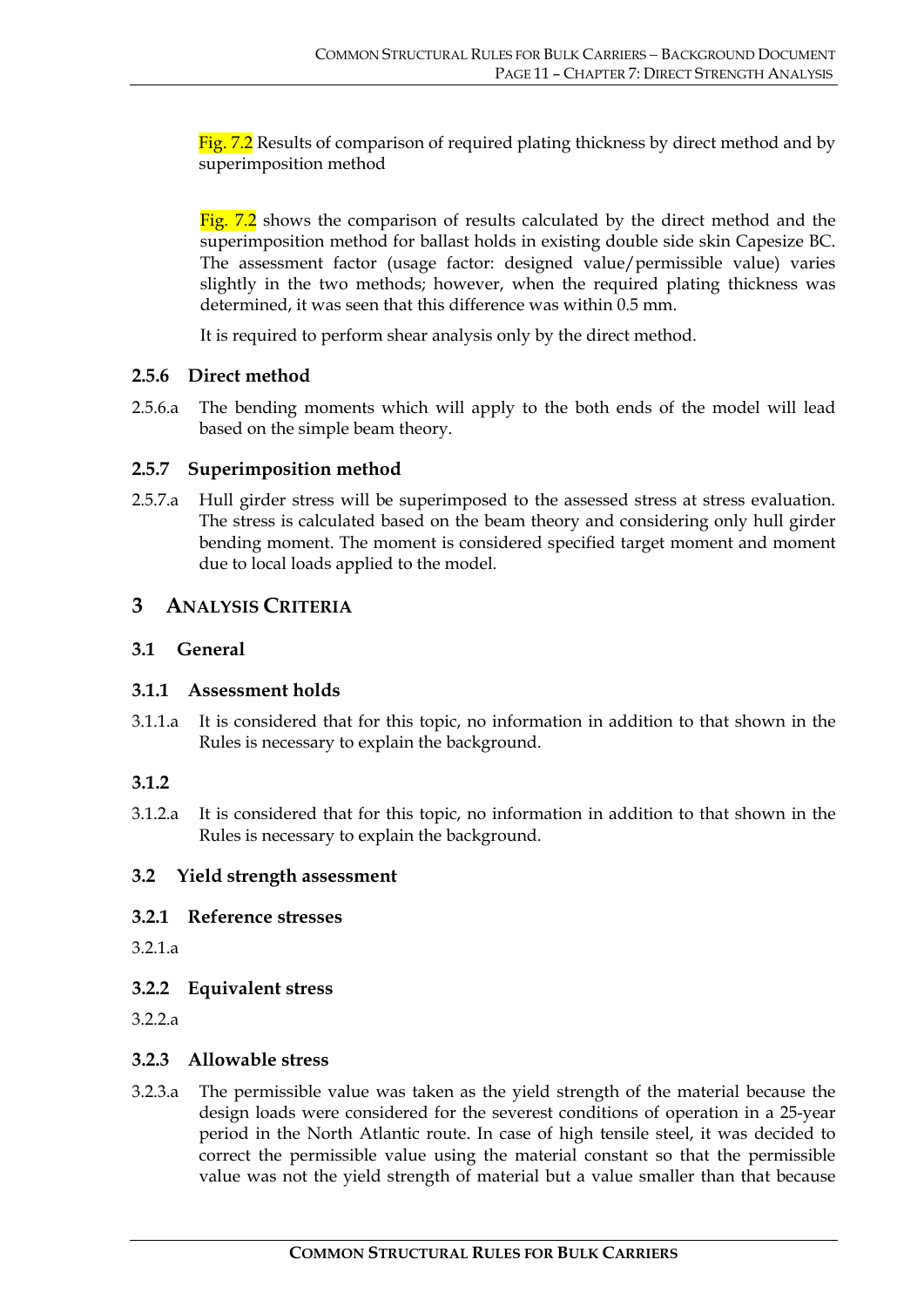Fig. 7.2 Results of comparison of required plating thickness by direct method and by superimposition method

Fig. 7.2 shows the comparison of results calculated by the direct method and the superimposition method for ballast holds in existing double side skin Capesize BC. The assessment factor (usage factor: designed value/permissible value) varies slightly in the two methods; however, when the required plating thickness was determined, it was seen that this difference was within 0.5 mm.

It is required to perform shear analysis only by the direct method.

### 2.5.6 Direct method

2.5.6.a The bending moments which will apply to the both ends of the model will lead based on the simple beam theory.

### 2.5.7 Superimposition method

2.5.7.a Hull girder stress will be superimposed to the assessed stress at stress evaluation. The stress is calculated based on the beam theory and considering only hull girder bending moment. The moment is considered specified target moment and moment due to local loads applied to the model.

# 3 ANALYSIS CRITERIA

## 3.1 General

### 3.1.1 Assessment holds

3.1.1.a It is considered that for this topic, no information in addition to that shown in the Rules is necessary to explain the background.

### 3.1.2

3.1.2.a It is considered that for this topic, no information in addition to that shown in the Rules is necessary to explain the background.

## 3.2 Yield strength assessment

### 3.2.1 Reference stresses

3.2.1.a

### 3.2.2 Equivalent stress

3.2.2.a

### 3.2.3 Allowable stress

3.2.3.a The permissible value was taken as the yield strength of the material because the design loads were considered for the severest conditions of operation in a 25-year period in the North Atlantic route. In case of high tensile steel, it was decided to correct the permissible value using the material constant so that the permissible value was not the yield strength of material but a value smaller than that because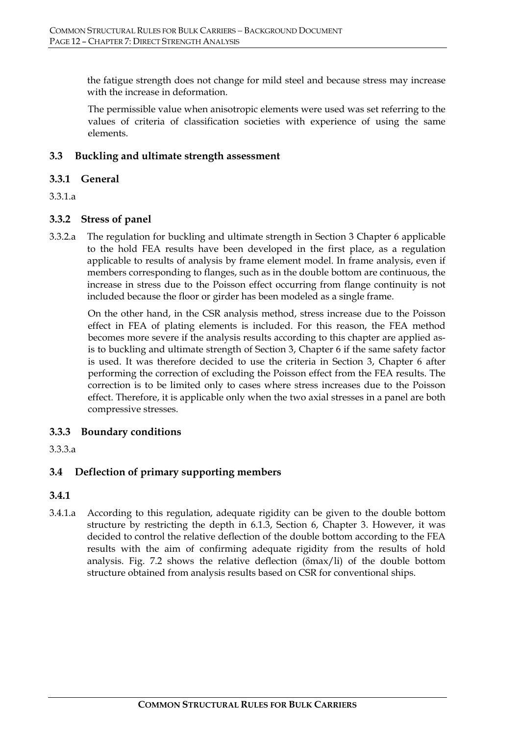the fatigue strength does not change for mild steel and because stress may increase with the increase in deformation.

The permissible value when anisotropic elements were used was set referring to the values of criteria of classification societies with experience of using the same elements.

### 3.3 Buckling and ultimate strength assessment

### 3.3.1 General

3.3.1.a

### 3.3.2 Stress of panel

3.3.2.a The regulation for buckling and ultimate strength in Section 3 Chapter 6 applicable to the hold FEA results have been developed in the first place, as a regulation applicable to results of analysis by frame element model. In frame analysis, even if members corresponding to flanges, such as in the double bottom are continuous, the increase in stress due to the Poisson effect occurring from flange continuity is not included because the floor or girder has been modeled as a single frame.

On the other hand, in the CSR analysis method, stress increase due to the Poisson effect in FEA of plating elements is included. For this reason, the FEA method becomes more severe if the analysis results according to this chapter are applied as-is to buckling and ultimate strength of Section 3, Chapter 6 if the same safety factor is used. It was therefore decided to use the criteria in Section 3, Chapter 6 after performing the correction of excluding the Poisson effect from the FEA results. The correction is to be limited only to cases where stress increases due to the Poisson effect. Therefore, it is applicable only when the two axial stresses in a panel are both compressive stresses.

### 3.3.3 Boundary conditions

3.3.3.a

### 3.4 Deflection of primary supporting members

### 3.4.1

3.4.1.a According to this regulation, adequate rigidity can be given to the double bottom structure by restricting the depth in 6.1.3, Section 6, Chapter 3. However, it was decided to control the relative deflection of the double bottom according to the FEA results with the aim of confirming adequate rigidity from the results of hold analysis. Fig. 7.2 shows the relative deflection ($\delta max/li$) of the double bottom structure obtained from analysis results based on CSR for conventional ships.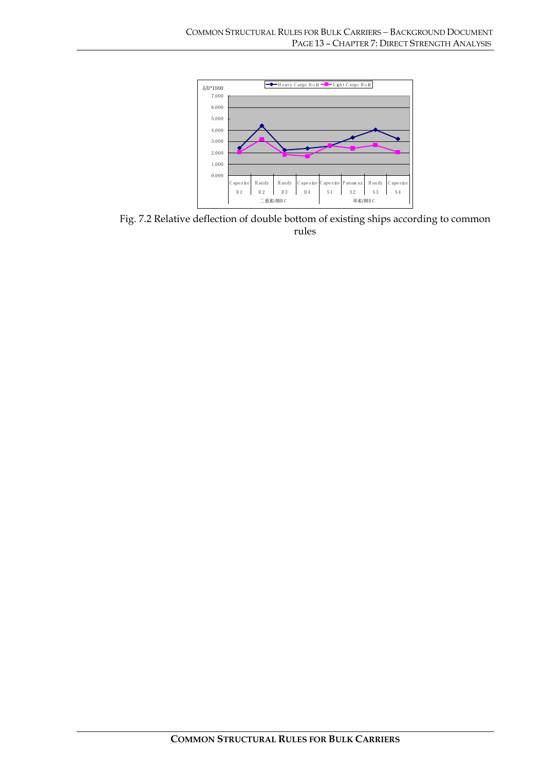Fig. 7.2 Relative deflection of double bottom of existing ships according to common rules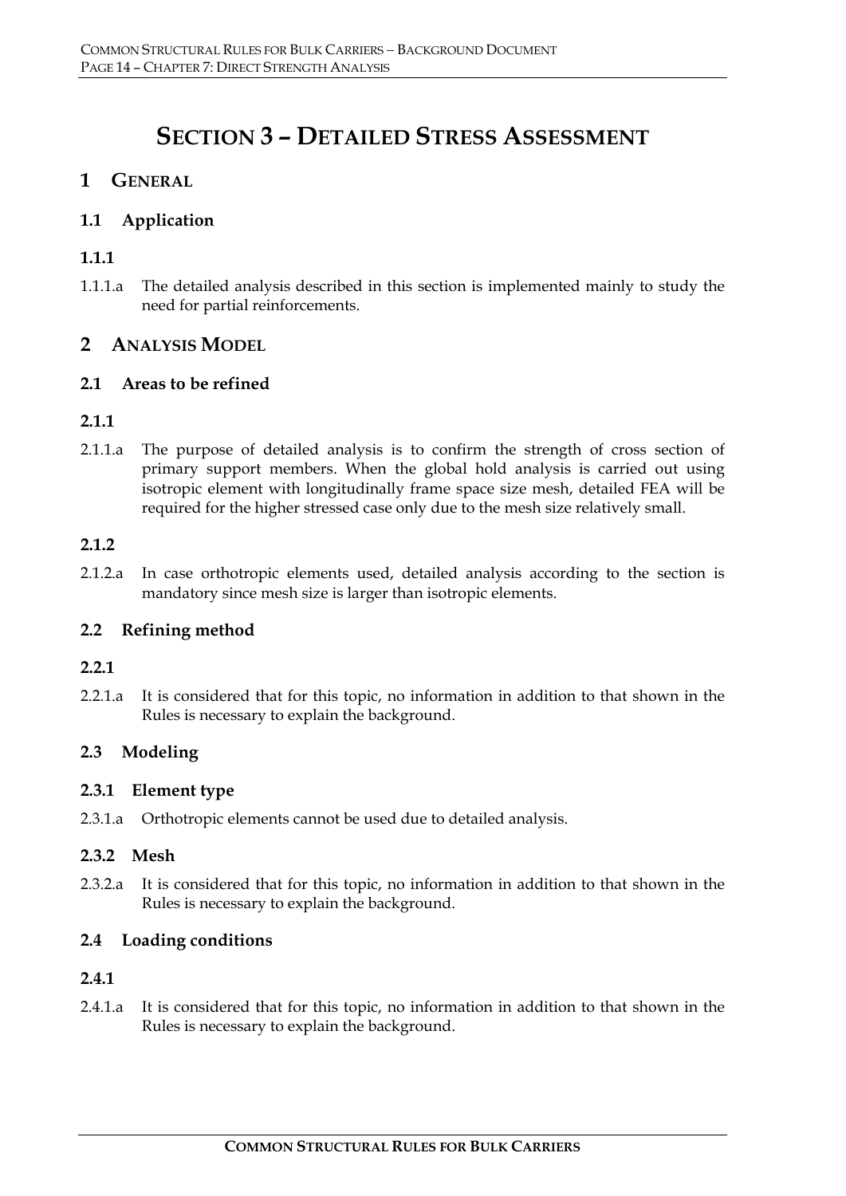# SECTION 3 – DETAILED STRESS ASSESSMENT

## 1 GENERAL

### 1.1 Application

#### 1.1.1

1.1.1.a The detailed analysis described in this section is implemented mainly to study the need for partial reinforcements.

## 2 ANALYSIS MODEL

### 2.1 Areas to be refined

#### 2.1.1

2.1.1.a The purpose of detailed analysis is to confirm the strength of cross section of primary support members. When the global hold analysis is carried out using isotropic element with longitudinally frame space size mesh, detailed FEA will be required for the higher stressed case only due to the mesh size relatively small.

#### 2.1.2

2.1.2.a In case orthotropic elements used, detailed analysis according to the section is mandatory since mesh size is larger than isotropic elements.

### 2.2 Refining method

#### 2.2.1

2.2.1.a It is considered that for this topic, no information in addition to that shown in the Rules is necessary to explain the background.

### 2.3 Modeling

#### 2.3.1 Element type

2.3.1.a Orthotropic elements cannot be used due to detailed analysis.

#### 2.3.2 Mesh

2.3.2.a It is considered that for this topic, no information in addition to that shown in the Rules is necessary to explain the background.

### 2.4 Loading conditions

#### 2.4.1

2.4.1.a It is considered that for this topic, no information in addition to that shown in the Rules is necessary to explain the background.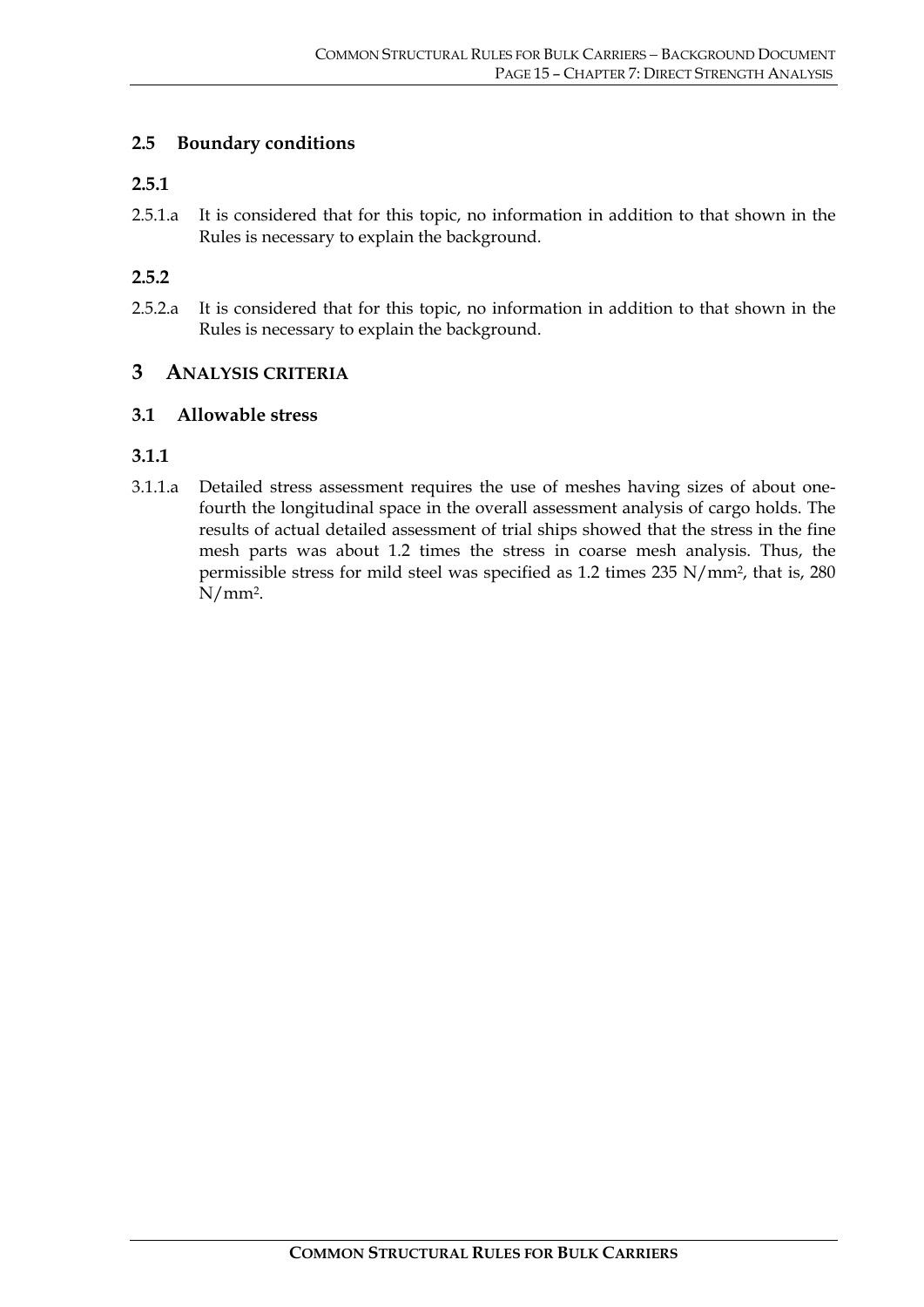## 2.5 Boundary conditions

### 2.5.1

2.5.1.a It is considered that for this topic, no information in addition to that shown in the Rules is necessary to explain the background.

### 2.5.2

2.5.2.a It is considered that for this topic, no information in addition to that shown in the Rules is necessary to explain the background.

# 3 ANALYSIS CRITERIA

## 3.1 Allowable stress

### 3.1.1

3.1.1.a Detailed stress assessment requires the use of meshes having sizes of about one-fourth the longitudinal space in the overall assessment analysis of cargo holds. The results of actual detailed assessment of trial ships showed that the stress in the fine mesh parts was about 1.2 times the stress in coarse mesh analysis. Thus, the permissible stress for mild steel was specified as 1.2 times 235 $N/mm^2$, that is, 280 $N/mm^2$.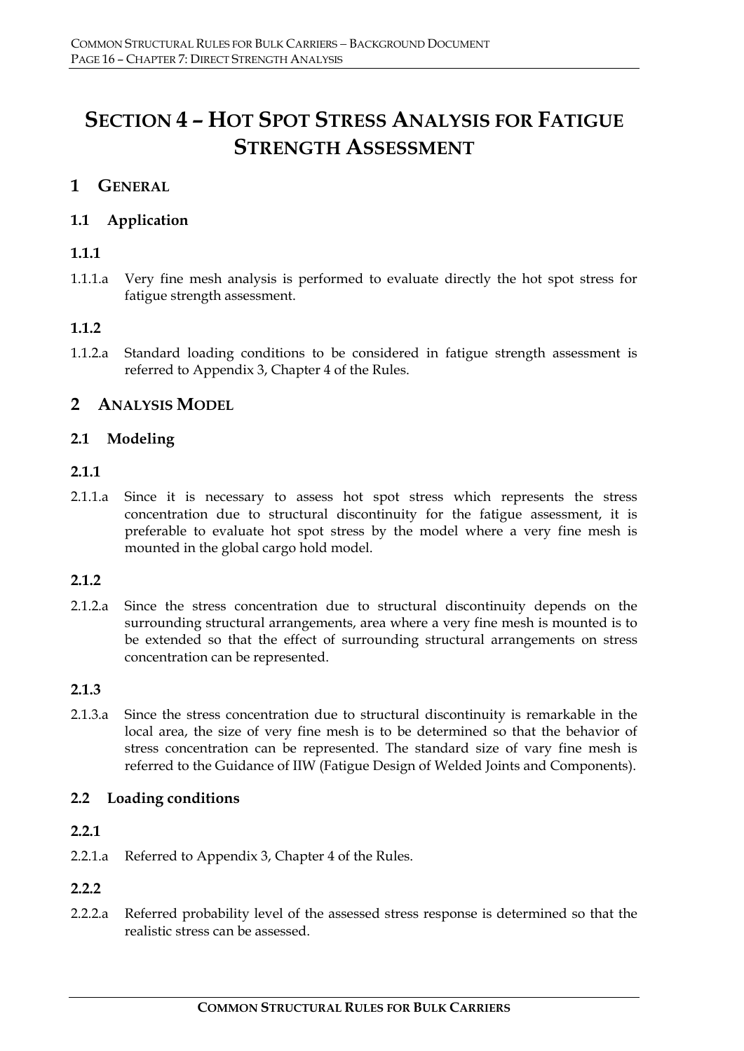# SECTION 4 – HOT SPOT STRESS ANALYSIS FOR FATIGUE STRENGTH ASSESSMENT

## 1 GENERAL

### 1.1 Application

#### 1.1.1

1.1.1.a Very fine mesh analysis is performed to evaluate directly the hot spot stress for fatigue strength assessment.

#### 1.1.2

1.1.2.a Standard loading conditions to be considered in fatigue strength assessment is referred to Appendix 3, Chapter 4 of the Rules.

## 2 ANALYSIS MODEL

### 2.1 Modeling

#### 2.1.1

2.1.1.a Since it is necessary to assess hot spot stress which represents the stress concentration due to structural discontinuity for the fatigue assessment, it is preferable to evaluate hot spot stress by the model where a very fine mesh is mounted in the global cargo hold model.

#### 2.1.2

2.1.2.a Since the stress concentration due to structural discontinuity depends on the surrounding structural arrangements, area where a very fine mesh is mounted is to be extended so that the effect of surrounding structural arrangements on stress concentration can be represented.

#### 2.1.3

2.1.3.a Since the stress concentration due to structural discontinuity is remarkable in the local area, the size of very fine mesh is to be determined so that the behavior of stress concentration can be represented. The standard size of vary fine mesh is referred to the Guidance of IIW (Fatigue Design of Welded Joints and Components).

### 2.2 Loading conditions

#### 2.2.1

2.2.1.a Referred to Appendix 3, Chapter 4 of the Rules.

#### 2.2.2

2.2.2.a Referred probability level of the assessed stress response is determined so that the realistic stress can be assessed.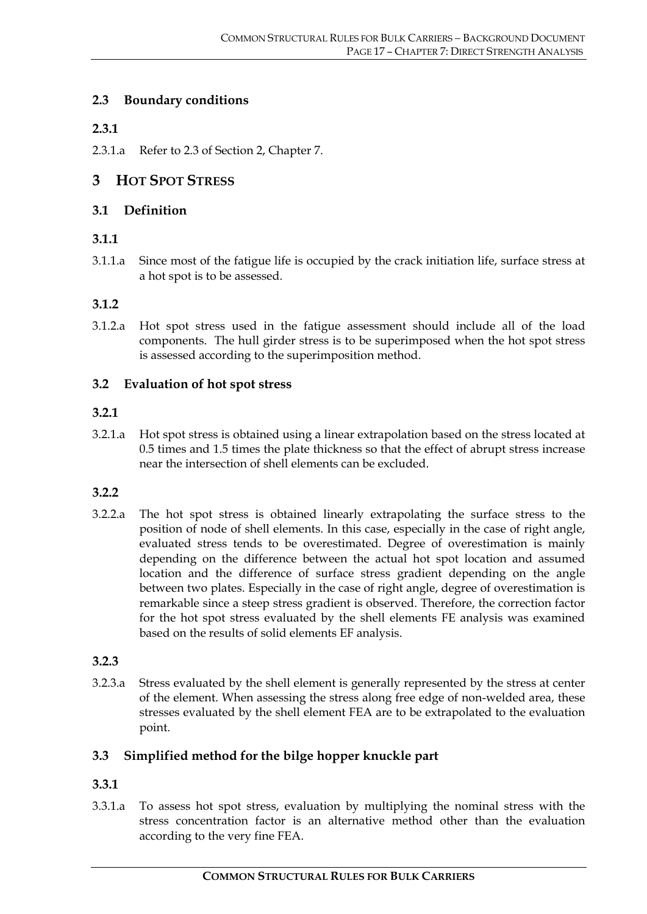## 2.3 Boundary conditions

### 2.3.1

2.3.1.a Refer to 2.3 of Section 2, Chapter 7.

# 3 HOT SPOT STRESS

## 3.1 Definition

### 3.1.1

3.1.1.a Since most of the fatigue life is occupied by the crack initiation life, surface stress at a hot spot is to be assessed.

### 3.1.2

3.1.2.a Hot spot stress used in the fatigue assessment should include all of the load components. The hull girder stress is to be superimposed when the hot spot stress is assessed according to the superimposition method.

## 3.2 Evaluation of hot spot stress

### 3.2.1

3.2.1.a Hot spot stress is obtained using a linear extrapolation based on the stress located at 0.5 times and 1.5 times the plate thickness so that the effect of abrupt stress increase near the intersection of shell elements can be excluded.

### 3.2.2

3.2.2.a The hot spot stress is obtained linearly extrapolating the surface stress to the position of node of shell elements. In this case, especially in the case of right angle, evaluated stress tends to be overestimated. Degree of overestimation is mainly depending on the difference between the actual hot spot location and assumed location and the difference of surface stress gradient depending on the angle between two plates. Especially in the case of right angle, degree of overestimation is remarkable since a steep stress gradient is observed. Therefore, the correction factor for the hot spot stress evaluated by the shell elements FE analysis was examined based on the results of solid elements EF analysis.

### 3.2.3

3.2.3.a Stress evaluated by the shell element is generally represented by the stress at center of the element. When assessing the stress along free edge of non-welded area, these stresses evaluated by the shell element FEA are to be extrapolated to the evaluation point.

## 3.3 Simplified method for the bilge hopper knuckle part

### 3.3.1

3.3.1.a To assess hot spot stress, evaluation by multiplying the nominal stress with the stress concentration factor is an alternative method other than the evaluation according to the very fine FEA.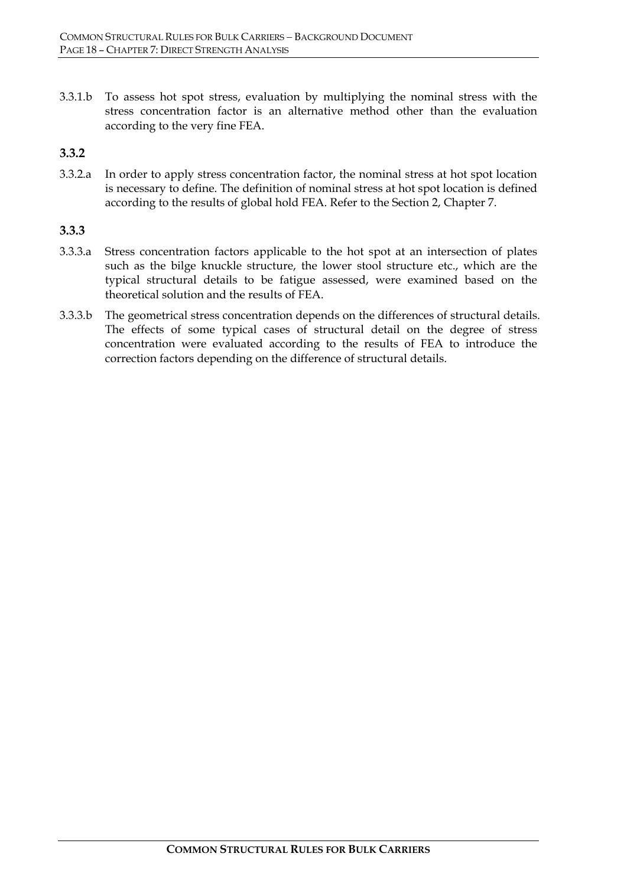3.3.1.b To assess hot spot stress, evaluation by multiplying the nominal stress with the stress concentration factor is an alternative method other than the evaluation according to the very fine FEA.

### 3.3.2

3.3.2.a In order to apply stress concentration factor, the nominal stress at hot spot location is necessary to define. The definition of nominal stress at hot spot location is defined according to the results of global hold FEA. Refer to the Section 2, Chapter 7.

### 3.3.3

3.3.3.a Stress concentration factors applicable to the hot spot at an intersection of plates such as the bilge knuckle structure, the lower stool structure etc., which are the typical structural details to be fatigue assessed, were examined based on the theoretical solution and the results of FEA.

3.3.3.b The geometrical stress concentration depends on the differences of structural details. The effects of some typical cases of structural detail on the degree of stress concentration were evaluated according to the results of FEA to introduce the correction factors depending on the difference of structural details.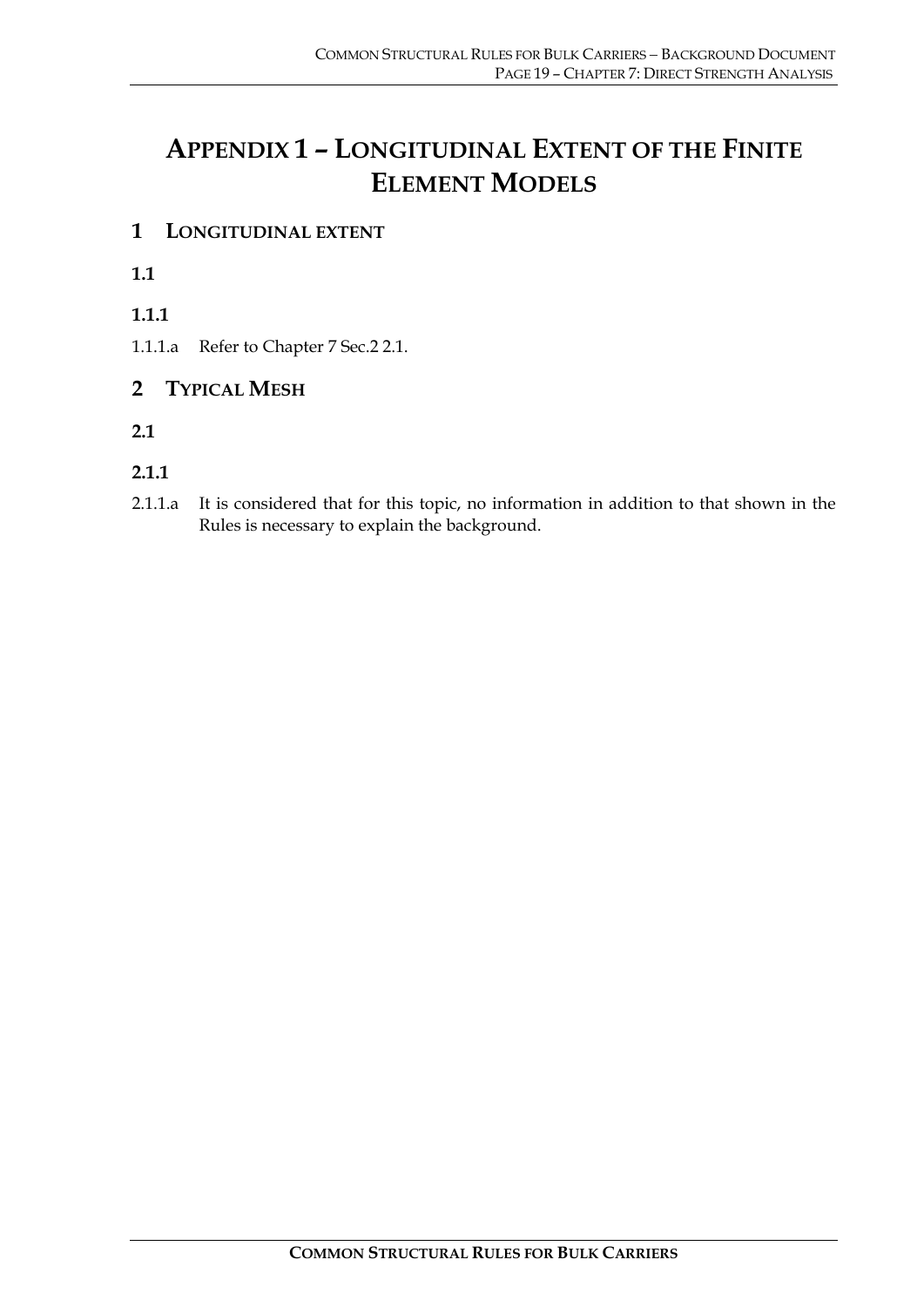# APPENDIX 1 – LONGITUDINAL EXTENT OF THE FINITE ELEMENT MODELS

## 1 LONGITUDINAL EXTENT

### 1.1

#### 1.1.1

1.1.1.a Refer to Chapter 7 Sec.2 2.1.

## 2 TYPICAL MESH

### 2.1

#### 2.1.1

2.1.1.a It is considered that for this topic, no information in addition to that shown in the Rules is necessary to explain the background.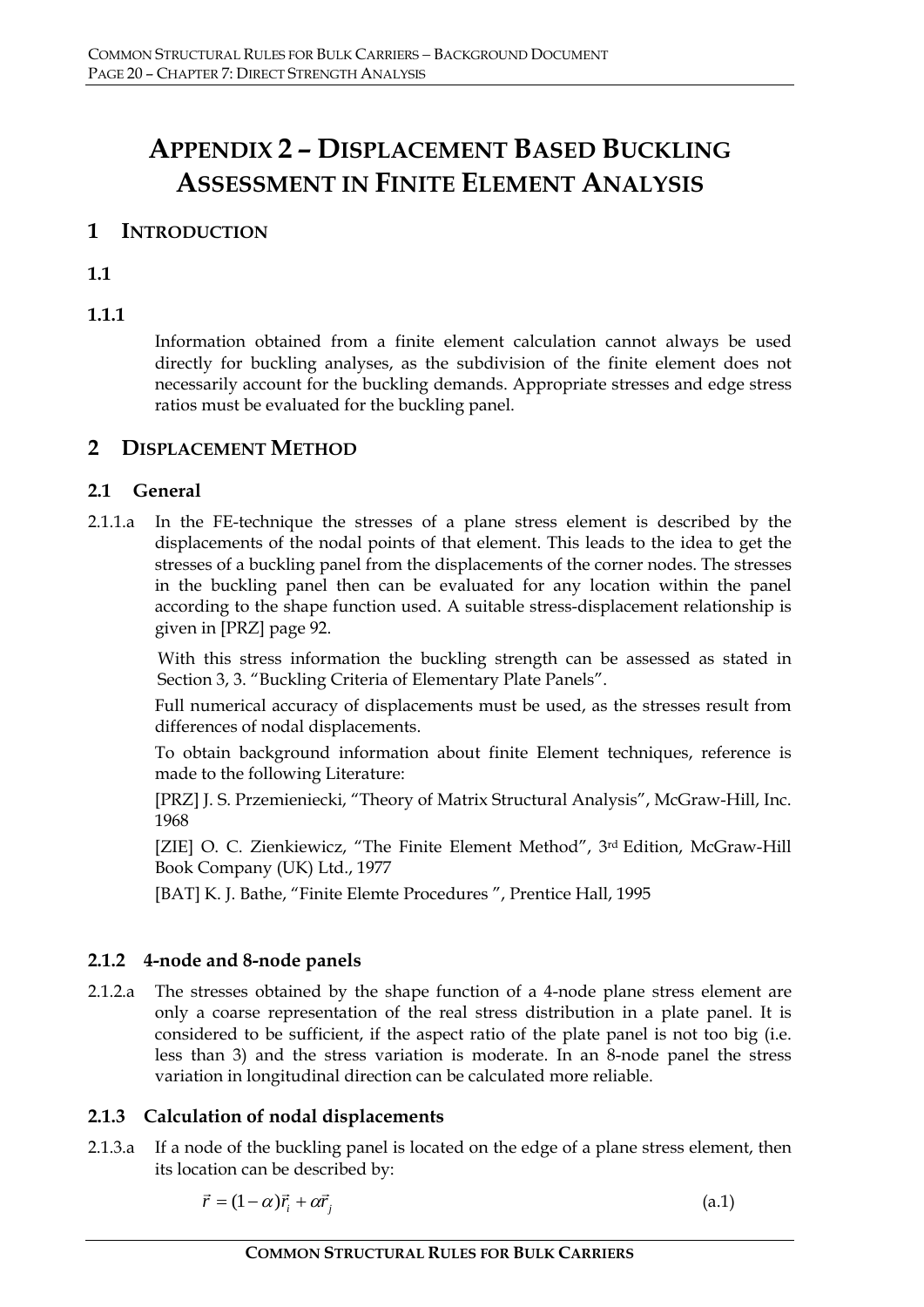# APPENDIX 2 – DISPLACEMENT BASED BUCKLING ASSESSMENT IN FINITE ELEMENT ANALYSIS

## 1 INTRODUCTION

### 1.1

### 1.1.1

Information obtained from a finite element calculation cannot always be used directly for buckling analyses, as the subdivision of the finite element does not necessarily account for the buckling demands. Appropriate stresses and edge stress ratios must be evaluated for the buckling panel.

## 2 DISPLACEMENT METHOD

### 2.1 General

2.1.1.a In the FE-technique the stresses of a plane stress element is described by the displacements of the nodal points of that element. This leads to the idea to get the stresses of a buckling panel from the displacements of the corner nodes. The stresses in the buckling panel then can be evaluated for any location within the panel according to the shape function used. A suitable stress-displacement relationship is given in [PRZ] page 92.

With this stress information the buckling strength can be assessed as stated in Section 3, 3. "Buckling Criteria of Elementary Plate Panels".

Full numerical accuracy of displacements must be used, as the stresses result from differences of nodal displacements.

To obtain background information about finite Element techniques, reference is made to the following Literature:

[PRZ] J. S. Przemieniecki, "Theory of Matrix Structural Analysis", McGraw-Hill, Inc. 1968

[ZIE] O. C. Zienkiewicz, "The Finite Element Method", 3rd Edition, McGraw-Hill Book Company (UK) Ltd., 1977

[BAT] K. J. Bathe, "Finite Elemte Procedures ", Prentice Hall, 1995

### 2.1.2 4-node and 8-node panels

2.1.2.a The stresses obtained by the shape function of a 4-node plane stress element are only a coarse representation of the real stress distribution in a plate panel. It is considered to be sufficient, if the aspect ratio of the plate panel is not too big (i.e. less than 3) and the stress variation is moderate. In an 8-node panel the stress variation in longitudinal direction can be calculated more reliable.

### 2.1.3 Calculation of nodal displacements

2.1.3.a If a node of the buckling panel is located on the edge of a plane stress element, then its location can be described by:

$$\vec{r} = (1-\alpha)\vec{r}_i + \alpha\vec{r}_j \qquad \text{(a.1)}$$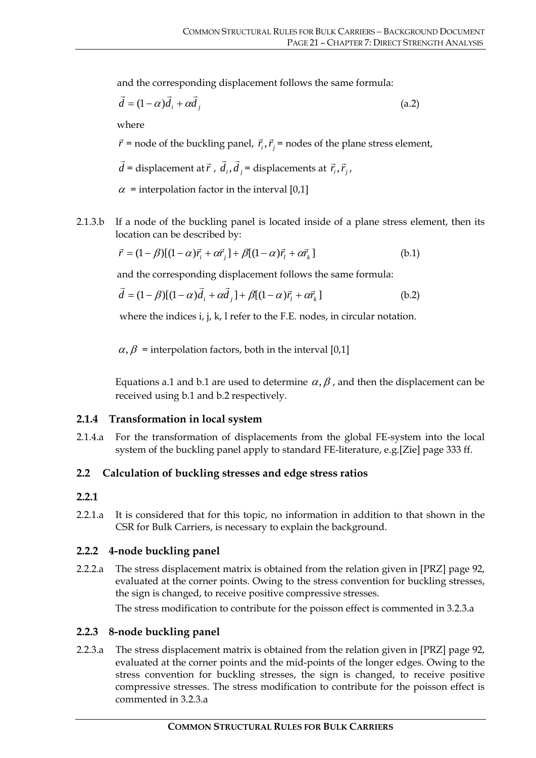and the corresponding displacement follows the same formula:

$$\vec{d} = (1-\alpha)\vec{d}_i + \alpha\vec{d}_j \qquad \text{(a.2)}$$

where

$\vec{r}$ = node of the buckling panel, $\vec{r}_i, \vec{r}_j$ = nodes of the plane stress element,

$\vec{d}$ = displacement at $\vec{r}$ , $\vec{d}_i, \vec{d}_j$ = displacements at $\vec{r}_i, \vec{r}_j$,

$\alpha$ = interpolation factor in the interval [0,1]

2.1.3.b If a node of the buckling panel is located inside of a plane stress element, then its location can be described by:

$$\vec{r} = (1-\beta)[(1-\alpha)\vec{r}_i + \alpha\vec{r}_j] + \beta[(1-\alpha)\vec{r}_l + \alpha\vec{r}_k] \qquad \text{(b.1)}$$

and the corresponding displacement follows the same formula:

$$\vec{d} = (1-\beta)[(1-\alpha)\vec{d}_i + \alpha\vec{d}_j] + \beta[(1-\alpha)\vec{r}_l + \alpha\vec{r}_k] \qquad \text{(b.2)}$$

where the indices i, j, k, l refer to the F.E. nodes, in circular notation.

$\alpha, \beta$ = interpolation factors, both in the interval [0,1]

Equations a.1 and b.1 are used to determine $\alpha, \beta$ , and then the displacement can be received using b.1 and b.2 respectively.

### 2.1.4 Transformation in local system

2.1.4.a For the transformation of displacements from the global FE-system into the local system of the buckling panel apply to standard FE-literature, e.g.[Zie] page 333 ff.

## 2.2 Calculation of buckling stresses and edge stress ratios

### 2.2.1

2.2.1.a It is considered that for this topic, no information in addition to that shown in the CSR for Bulk Carriers, is necessary to explain the background.

### 2.2.2 4-node buckling panel

2.2.2.a The stress displacement matrix is obtained from the relation given in [PRZ] page 92, evaluated at the corner points. Owing to the stress convention for buckling stresses, the sign is changed, to receive positive compressive stresses.

The stress modification to contribute for the poisson effect is commented in 3.2.3.a

### 2.2.3 8-node buckling panel

2.2.3.a The stress displacement matrix is obtained from the relation given in [PRZ] page 92, evaluated at the corner points and the mid-points of the longer edges. Owing to the stress convention for buckling stresses, the sign is changed, to receive positive compressive stresses. The stress modification to contribute for the poisson effect is commented in 3.2.3.a